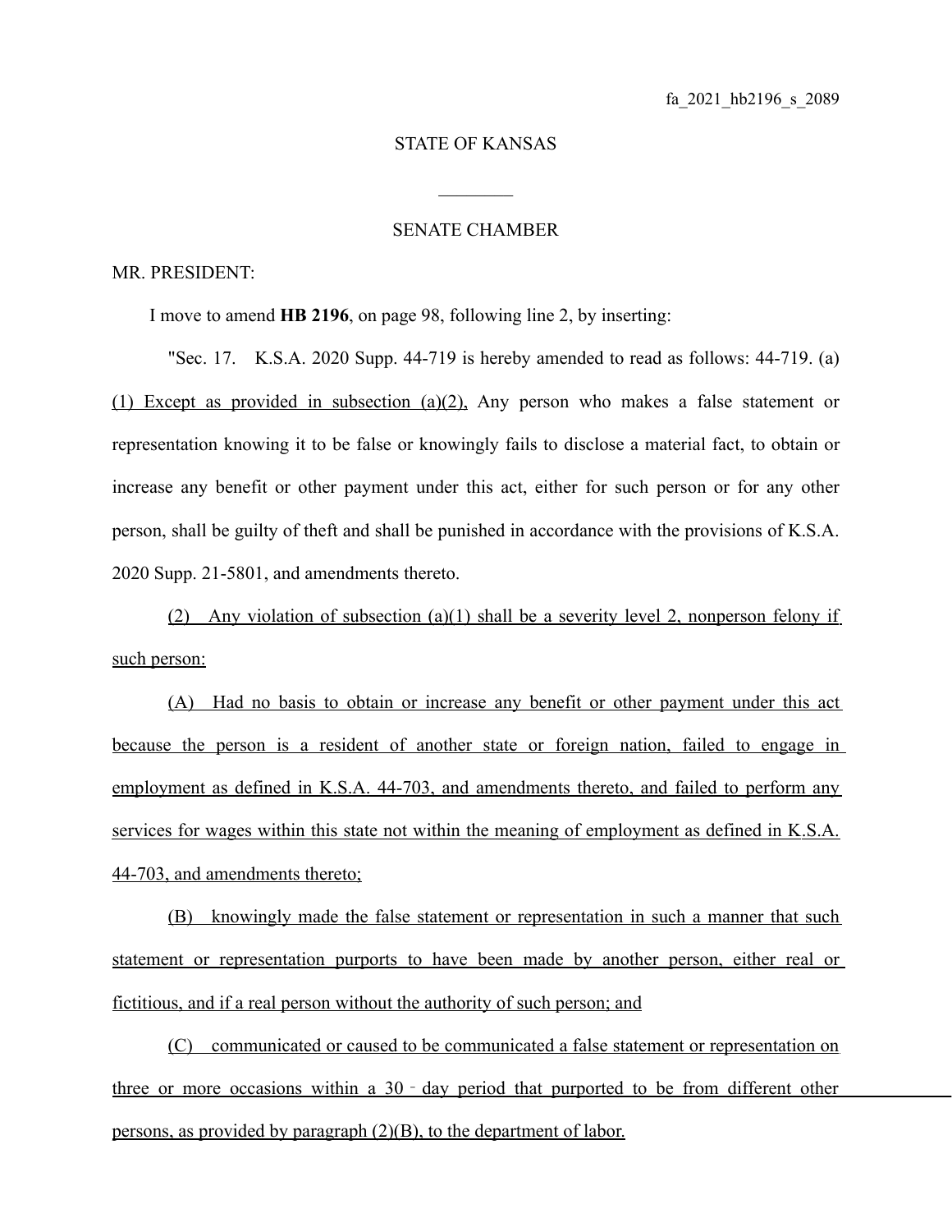fa_2021_hb2196_s_2089

STATE OF KANSAS

________

SENATE CHAMBER

MR. PRESIDENT:

I move to amend **HB 2196**, on page 98, following line 2, by inserting:

"Sec. 17. K.S.A. 2020 Supp. 44-719 is hereby amended to read as follows: 44-719. (a) <u>(1) Except as provided in subsection (a)(2),</u> Any person who makes a false statement or representation knowing it to be false or knowingly fails to disclose a material fact, to obtain or increase any benefit or other payment under this act, either for such person or for any other person, shall be guilty of theft and shall be punished in accordance with the provisions of K.S.A. 2020 Supp. 21-5801, and amendments thereto.

<u>(2) Any violation of subsection (a)(1) shall be a severity level 2, nonperson felony if such person:</u>

<u>(A) Had no basis to obtain or increase any benefit or other payment under this act because the person is a resident of another state or foreign nation, failed to engage in employment as defined in K.S.A. 44-703, and amendments thereto, and failed to perform any services for wages within this state not within the meaning of employment as defined in K.S.A. 44-703, and amendments thereto;</u>

<u>(B) knowingly made the false statement or representation in such a manner that such statement or representation purports to have been made by another person, either real or fictitious, and if a real person without the authority of such person; and</u>

<u>(C) communicated or caused to be communicated a false statement or representation on three or more occasions within a 30 - day period that purported to be from different other persons, as provided by paragraph (2)(B), to the department of labor.</u>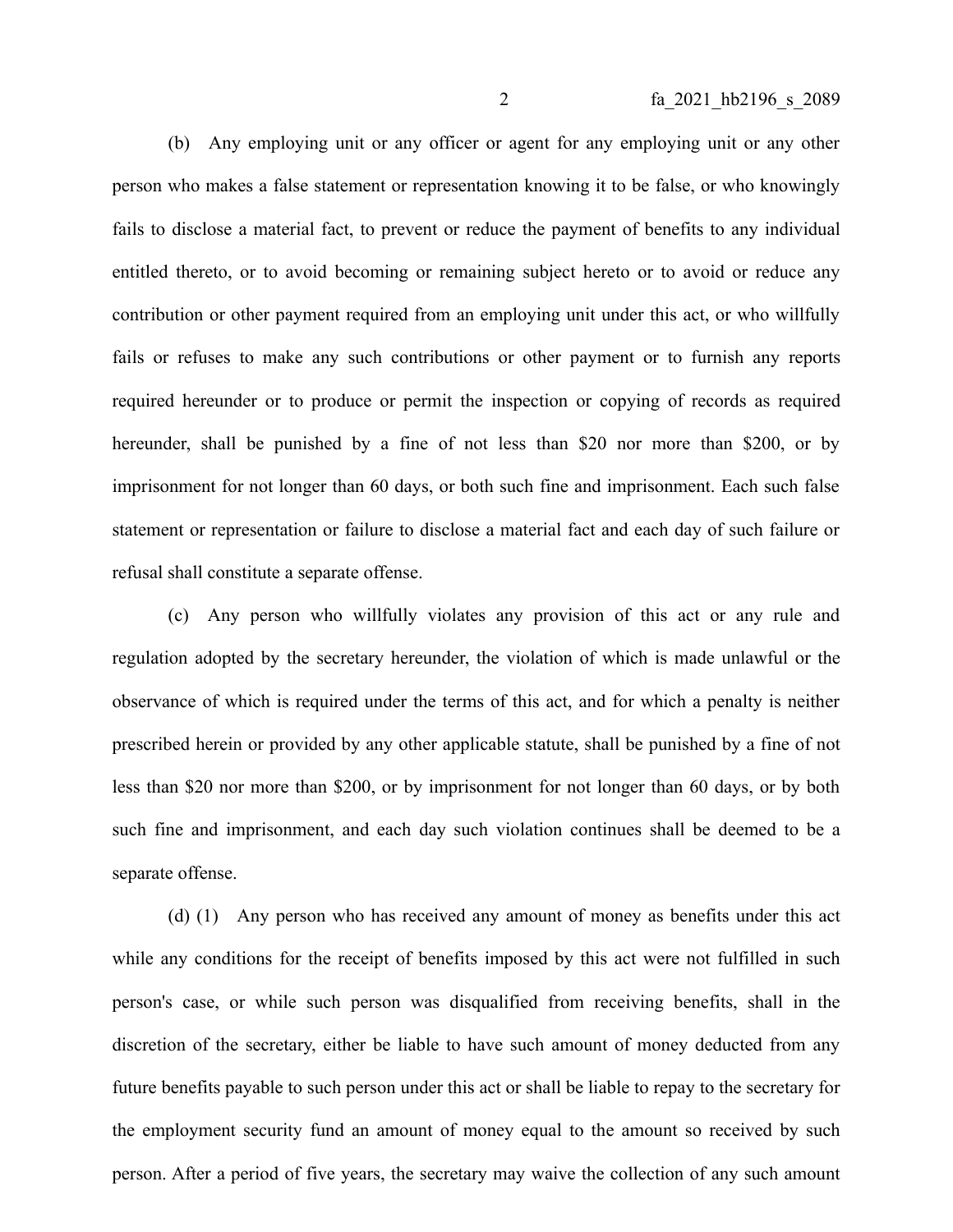(b) Any employing unit or any officer or agent for any employing unit or any other person who makes a false statement or representation knowing it to be false, or who knowingly fails to disclose a material fact, to prevent or reduce the payment of benefits to any individual entitled thereto, or to avoid becoming or remaining subject hereto or to avoid or reduce any contribution or other payment required from an employing unit under this act, or who willfully fails or refuses to make any such contributions or other payment or to furnish any reports required hereunder or to produce or permit the inspection or copying of records as required hereunder, shall be punished by a fine of not less than $20 nor more than $200, or by imprisonment for not longer than 60 days, or both such fine and imprisonment. Each such false statement or representation or failure to disclose a material fact and each day of such failure or refusal shall constitute a separate offense.

(c) Any person who willfully violates any provision of this act or any rule and regulation adopted by the secretary hereunder, the violation of which is made unlawful or the observance of which is required under the terms of this act, and for which a penalty is neither prescribed herein or provided by any other applicable statute, shall be punished by a fine of not less than $20 nor more than $200, or by imprisonment for not longer than 60 days, or by both such fine and imprisonment, and each day such violation continues shall be deemed to be a separate offense.

(d) (1) Any person who has received any amount of money as benefits under this act while any conditions for the receipt of benefits imposed by this act were not fulfilled in such person's case, or while such person was disqualified from receiving benefits, shall in the discretion of the secretary, either be liable to have such amount of money deducted from any future benefits payable to such person under this act or shall be liable to repay to the secretary for the employment security fund an amount of money equal to the amount so received by such person. After a period of five years, the secretary may waive the collection of any such amount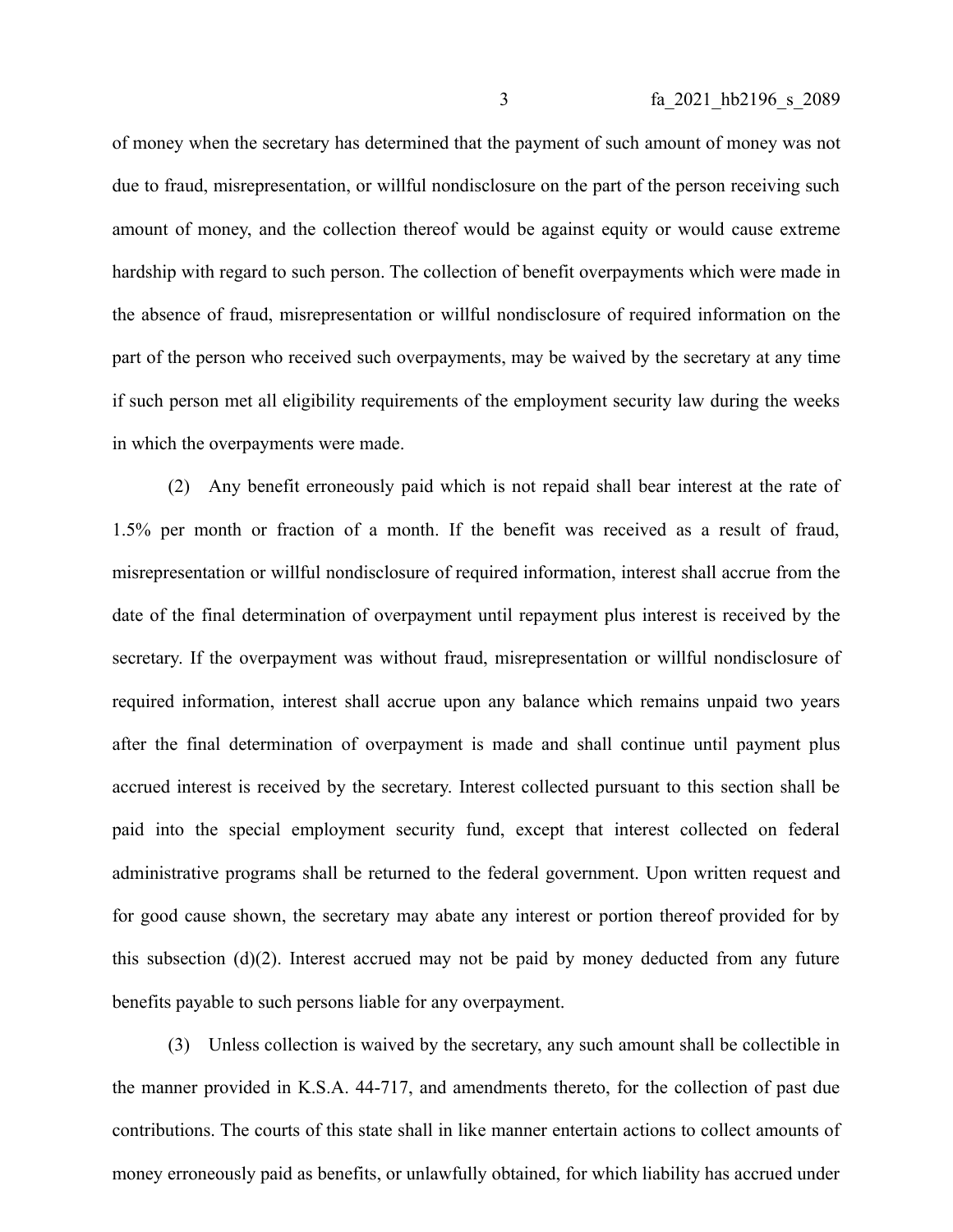of money when the secretary has determined that the payment of such amount of money was not due to fraud, misrepresentation, or willful nondisclosure on the part of the person receiving such amount of money, and the collection thereof would be against equity or would cause extreme hardship with regard to such person. The collection of benefit overpayments which were made in the absence of fraud, misrepresentation or willful nondisclosure of required information on the part of the person who received such overpayments, may be waived by the secretary at any time if such person met all eligibility requirements of the employment security law during the weeks in which the overpayments were made.

(2) Any benefit erroneously paid which is not repaid shall bear interest at the rate of 1.5% per month or fraction of a month. If the benefit was received as a result of fraud, misrepresentation or willful nondisclosure of required information, interest shall accrue from the date of the final determination of overpayment until repayment plus interest is received by the secretary. If the overpayment was without fraud, misrepresentation or willful nondisclosure of required information, interest shall accrue upon any balance which remains unpaid two years after the final determination of overpayment is made and shall continue until payment plus accrued interest is received by the secretary. Interest collected pursuant to this section shall be paid into the special employment security fund, except that interest collected on federal administrative programs shall be returned to the federal government. Upon written request and for good cause shown, the secretary may abate any interest or portion thereof provided for by this subsection (d)(2). Interest accrued may not be paid by money deducted from any future benefits payable to such persons liable for any overpayment.

(3) Unless collection is waived by the secretary, any such amount shall be collectible in the manner provided in K.S.A. 44-717, and amendments thereto, for the collection of past due contributions. The courts of this state shall in like manner entertain actions to collect amounts of money erroneously paid as benefits, or unlawfully obtained, for which liability has accrued under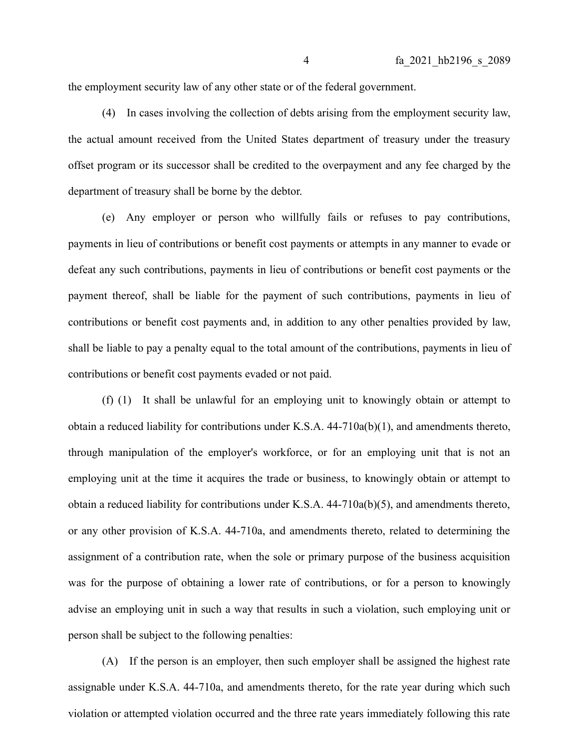the employment security law of any other state or of the federal government.

(4) In cases involving the collection of debts arising from the employment security law, the actual amount received from the United States department of treasury under the treasury offset program or its successor shall be credited to the overpayment and any fee charged by the department of treasury shall be borne by the debtor.

(e) Any employer or person who willfully fails or refuses to pay contributions, payments in lieu of contributions or benefit cost payments or attempts in any manner to evade or defeat any such contributions, payments in lieu of contributions or benefit cost payments or the payment thereof, shall be liable for the payment of such contributions, payments in lieu of contributions or benefit cost payments and, in addition to any other penalties provided by law, shall be liable to pay a penalty equal to the total amount of the contributions, payments in lieu of contributions or benefit cost payments evaded or not paid.

(f) (1) It shall be unlawful for an employing unit to knowingly obtain or attempt to obtain a reduced liability for contributions under K.S.A. 44-710a(b)(1), and amendments thereto, through manipulation of the employer's workforce, or for an employing unit that is not an employing unit at the time it acquires the trade or business, to knowingly obtain or attempt to obtain a reduced liability for contributions under K.S.A. 44-710a(b)(5), and amendments thereto, or any other provision of K.S.A. 44-710a, and amendments thereto, related to determining the assignment of a contribution rate, when the sole or primary purpose of the business acquisition was for the purpose of obtaining a lower rate of contributions, or for a person to knowingly advise an employing unit in such a way that results in such a violation, such employing unit or person shall be subject to the following penalties:

(A) If the person is an employer, then such employer shall be assigned the highest rate assignable under K.S.A. 44-710a, and amendments thereto, for the rate year during which such violation or attempted violation occurred and the three rate years immediately following this rate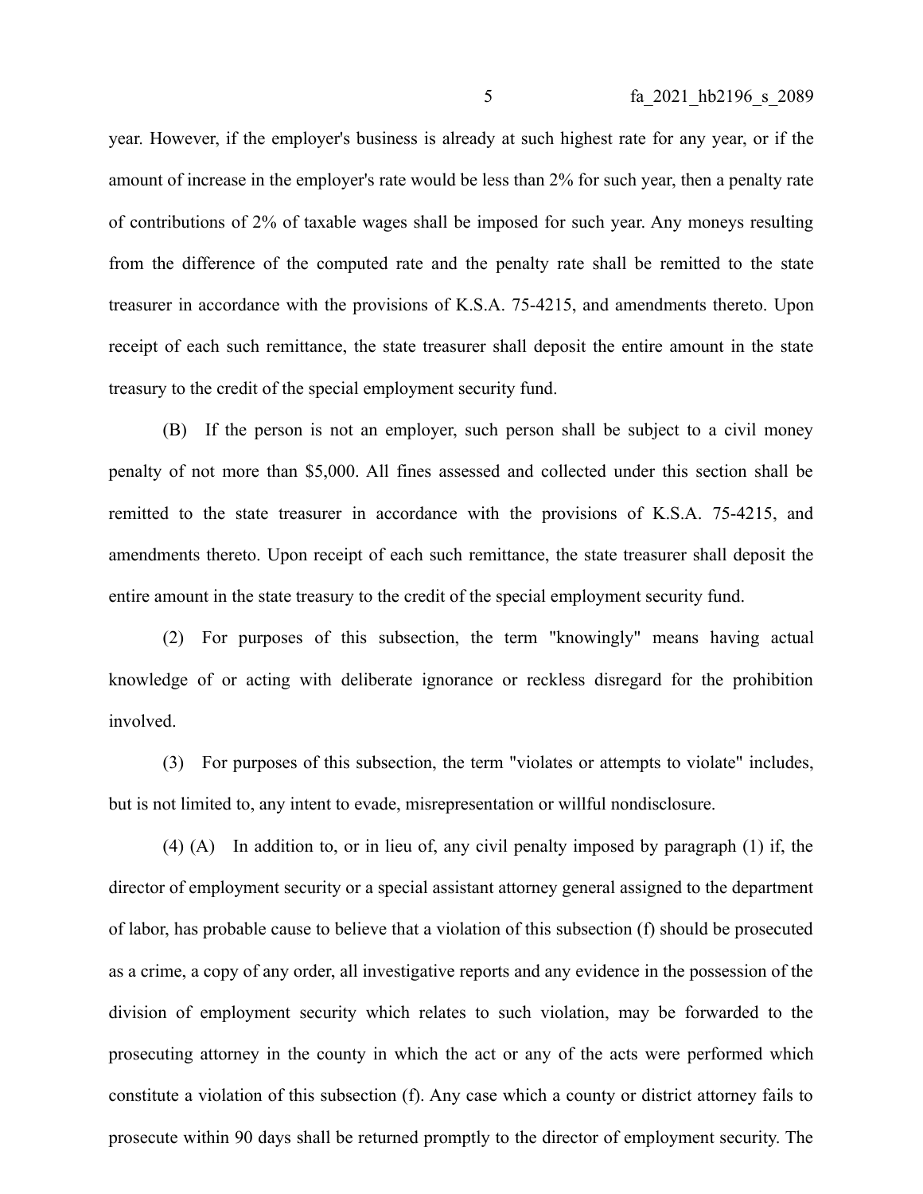year. However, if the employer's business is already at such highest rate for any year, or if the amount of increase in the employer's rate would be less than 2% for such year, then a penalty rate of contributions of 2% of taxable wages shall be imposed for such year. Any moneys resulting from the difference of the computed rate and the penalty rate shall be remitted to the state treasurer in accordance with the provisions of K.S.A. 75-4215, and amendments thereto. Upon receipt of each such remittance, the state treasurer shall deposit the entire amount in the state treasury to the credit of the special employment security fund.

(B) If the person is not an employer, such person shall be subject to a civil money penalty of not more than $5,000. All fines assessed and collected under this section shall be remitted to the state treasurer in accordance with the provisions of K.S.A. 75-4215, and amendments thereto. Upon receipt of each such remittance, the state treasurer shall deposit the entire amount in the state treasury to the credit of the special employment security fund.

(2) For purposes of this subsection, the term "knowingly" means having actual knowledge of or acting with deliberate ignorance or reckless disregard for the prohibition involved.

(3) For purposes of this subsection, the term "violates or attempts to violate" includes, but is not limited to, any intent to evade, misrepresentation or willful nondisclosure.

(4) (A) In addition to, or in lieu of, any civil penalty imposed by paragraph (1) if, the director of employment security or a special assistant attorney general assigned to the department of labor, has probable cause to believe that a violation of this subsection (f) should be prosecuted as a crime, a copy of any order, all investigative reports and any evidence in the possession of the division of employment security which relates to such violation, may be forwarded to the prosecuting attorney in the county in which the act or any of the acts were performed which constitute a violation of this subsection (f). Any case which a county or district attorney fails to prosecute within 90 days shall be returned promptly to the director of employment security. The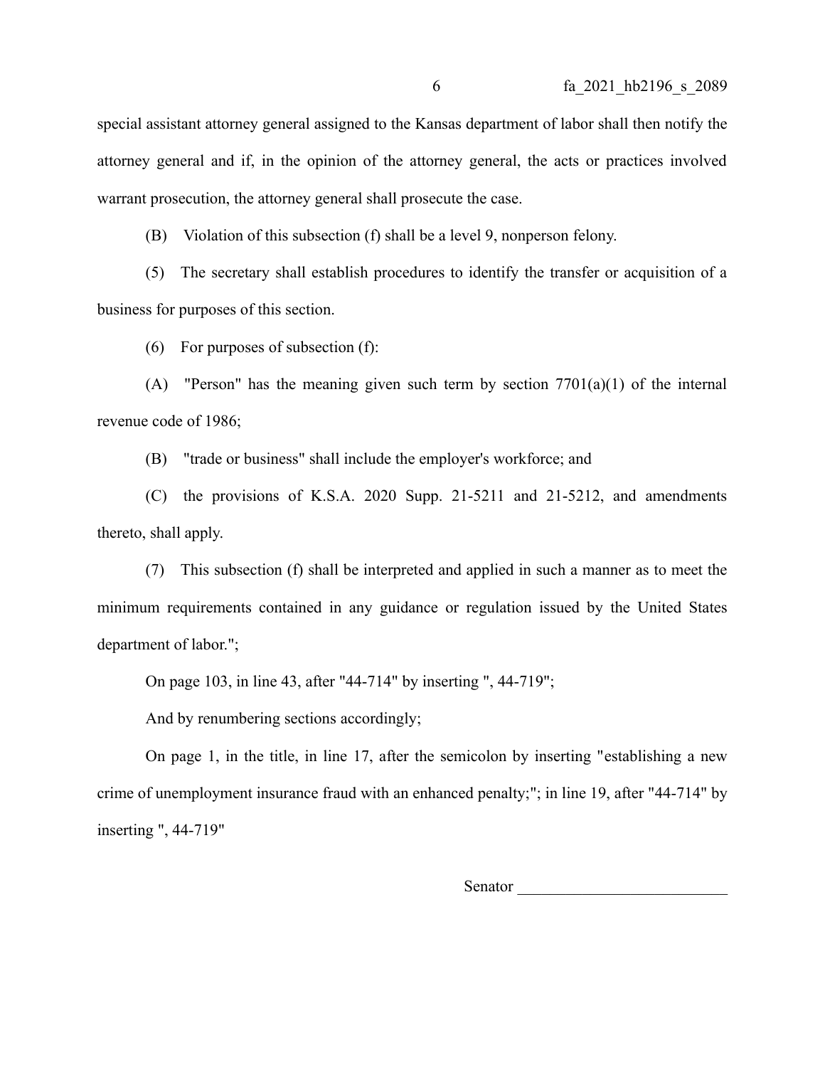special assistant attorney general assigned to the Kansas department of labor shall then notify the attorney general and if, in the opinion of the attorney general, the acts or practices involved warrant prosecution, the attorney general shall prosecute the case.

(B) Violation of this subsection (f) shall be a level 9, nonperson felony.

(5) The secretary shall establish procedures to identify the transfer or acquisition of a business for purposes of this section.

(6) For purposes of subsection (f):

(A) "Person" has the meaning given such term by section 7701(a)(1) of the internal revenue code of 1986;

(B) "trade or business" shall include the employer's workforce; and

(C) the provisions of K.S.A. 2020 Supp. 21-5211 and 21-5212, and amendments thereto, shall apply.

(7) This subsection (f) shall be interpreted and applied in such a manner as to meet the minimum requirements contained in any guidance or regulation issued by the United States department of labor.";

On page 103, in line 43, after "44-714" by inserting ", 44-719";

And by renumbering sections accordingly;

On page 1, in the title, in line 17, after the semicolon by inserting "establishing a new crime of unemployment insurance fraud with an enhanced penalty;"; in line 19, after "44-714" by inserting ", 44-719"

Senator \_\_\_\_\_\_\_\_\_\_\_\_\_\_\_\_\_\_\_\_\_\_\_\_\_